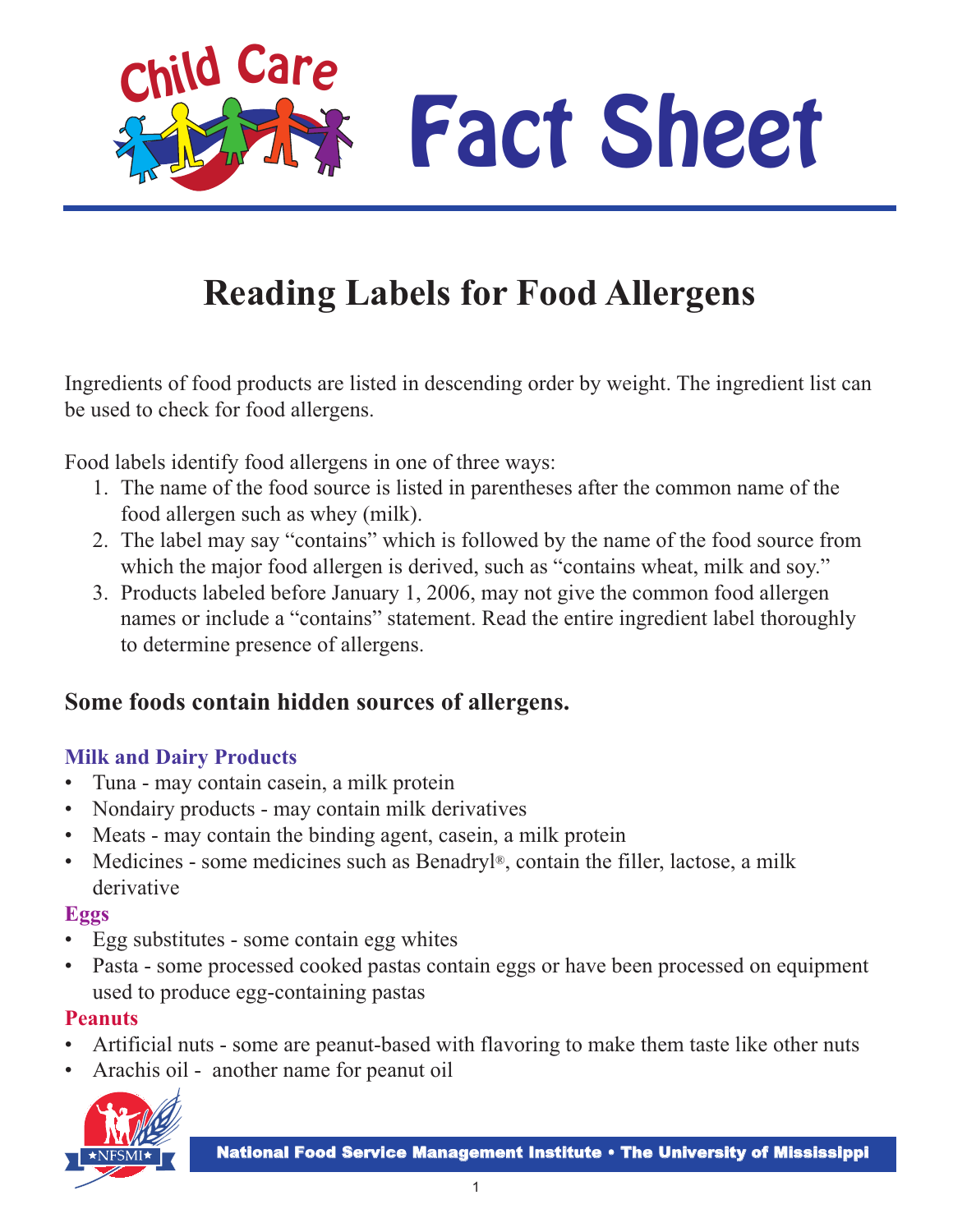# Child Care Fact Sheet

## Reading Labels for Food Allergens

Ingredients of food products are listed in descending order by weight. The ingredient list can be used to check for food allergens.

Food labels identify food allergens in one of three ways:

1. The name of the food source is listed in parentheses after the common name of the food allergen such as whey (milk).
2. The label may say "contains" which is followed by the name of the food source from which the major food allergen is derived, such as "contains wheat, milk and soy."
3. Products labeled before January 1, 2006, may not give the common food allergen names or include a "contains" statement. Read the entire ingredient label thoroughly to determine presence of allergens.

### Some foods contain hidden sources of allergens.

#### Milk and Dairy Products

- Tuna - may contain casein, a milk protein
- Nondairy products - may contain milk derivatives
- Meats - may contain the binding agent, casein, a milk protein
- Medicines - some medicines such as Benadryl®, contain the filler, lactose, a milk derivative

#### Eggs

- Egg substitutes - some contain egg whites
- Pasta - some processed cooked pastas contain eggs or have been processed on equipment used to produce egg-containing pastas

#### Peanuts

- Artificial nuts - some are peanut-based with flavoring to make them taste like other nuts
- Arachis oil - another name for peanut oil

National Food Service Management Institute • The University of Mississippi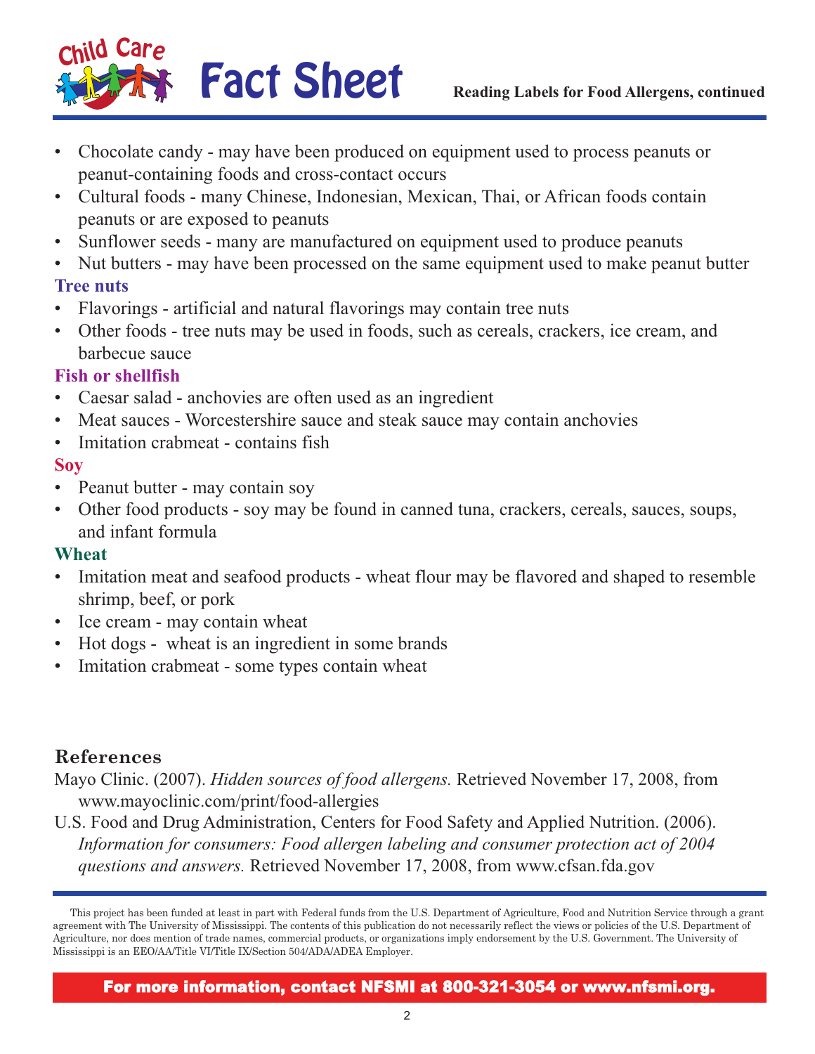- Chocolate candy - may have been produced on equipment used to process peanuts or peanut-containing foods and cross-contact occurs
- Cultural foods - many Chinese, Indonesian, Mexican, Thai, or African foods contain peanuts or are exposed to peanuts
- Sunflower seeds - many are manufactured on equipment used to produce peanuts
- Nut butters - may have been processed on the same equipment used to make peanut butter

### Tree nuts

- Flavorings - artificial and natural flavorings may contain tree nuts
- Other foods - tree nuts may be used in foods, such as cereals, crackers, ice cream, and barbecue sauce

### Fish or shellfish

- Caesar salad - anchovies are often used as an ingredient
- Meat sauces - Worcestershire sauce and steak sauce may contain anchovies
- Imitation crabmeat - contains fish

### Soy

- Peanut butter - may contain soy
- Other food products - soy may be found in canned tuna, crackers, cereals, sauces, soups, and infant formula

### Wheat

- Imitation meat and seafood products - wheat flour may be flavored and shaped to resemble shrimp, beef, or pork
- Ice cream - may contain wheat
- Hot dogs - wheat is an ingredient in some brands
- Imitation crabmeat - some types contain wheat

## References

Mayo Clinic. (2007). *Hidden sources of food allergens.* Retrieved November 17, 2008, from www.mayoclinic.com/print/food-allergies

U.S. Food and Drug Administration, Centers for Food Safety and Applied Nutrition. (2006). *Information for consumers: Food allergen labeling and consumer protection act of 2004 questions and answers.* Retrieved November 17, 2008, from www.cfsan.fda.gov

This project has been funded at least in part with Federal funds from the U.S. Department of Agriculture, Food and Nutrition Service through a grant agreement with The University of Mississippi. The contents of this publication do not necessarily reflect the views or policies of the U.S. Department of Agriculture, nor does mention of trade names, commercial products, or organizations imply endorsement by the U.S. Government. The University of Mississippi is an EEO/AA/Title VI/Title IX/Section 504/ADA/ADEA Employer.

**For more information, contact NFSMI at 800-321-3054 or www.nfsmi.org.**